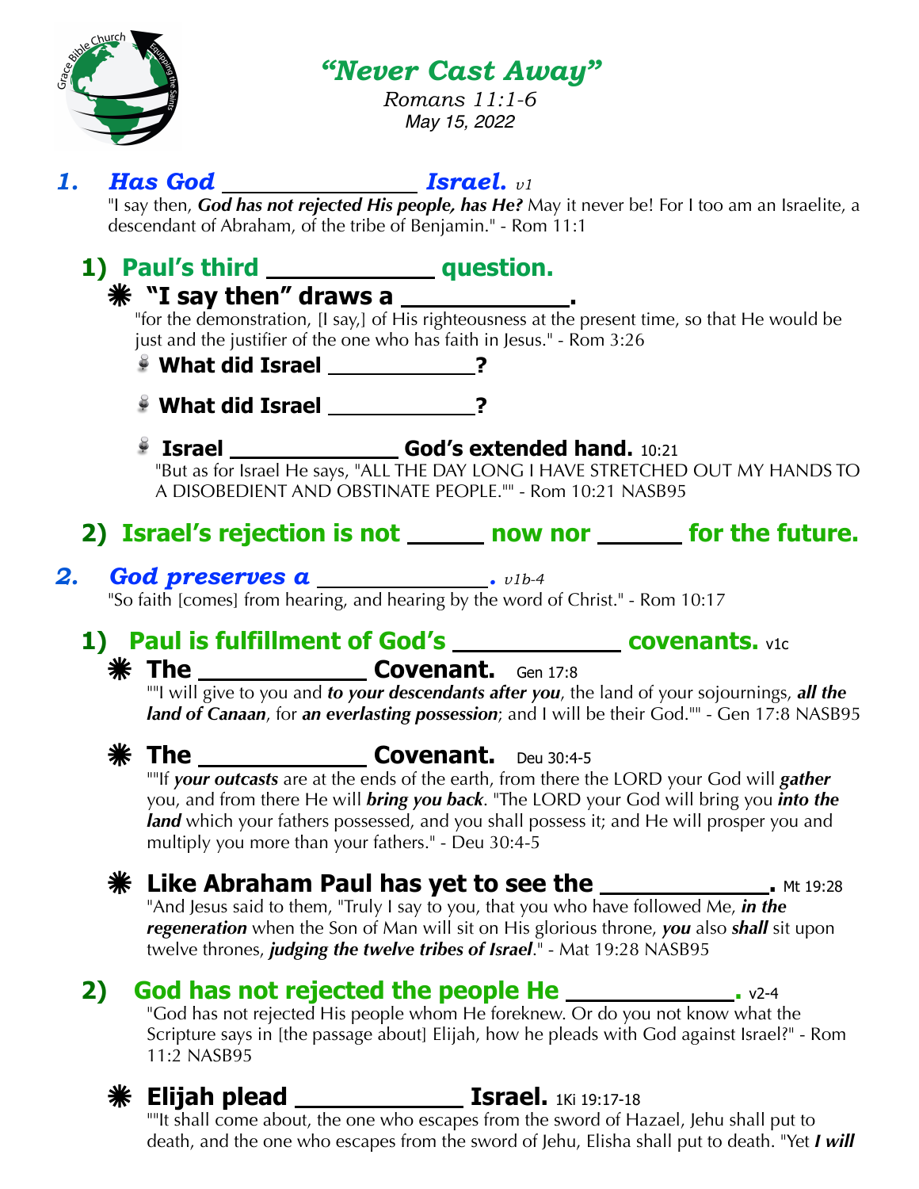# *"Never Cast Away"*

*Romans 11:1-6*
*May 15, 2022*

## *1. Has God ______________ Israel. v1*

"I say then, ***God has not rejected His people, has He?*** May it never be! For I too am an Israelite, a descendant of Abraham, of the tribe of Benjamin." - Rom 11:1

### 1) Paul's third ___________ question.

#### ✱ "I say then" draws a ___________.

"for the demonstration, [I say,] of His righteousness at the present time, so that He would be just and the justifier of the one who has faith in Jesus." - Rom 3:26

- **What did Israel ___________?**
- **What did Israel ___________?**
- **Israel _____________ God's extended hand.** 10:21

"But as for Israel He says, "ALL THE DAY LONG I HAVE STRETCHED OUT MY HANDS TO A DISOBEDIENT AND OBSTINATE PEOPLE."" - Rom 10:21 NASB95

### 2) Israel's rejection is not _____ now nor _____ for the future.

## *2. God preserves a ____________. v1b-4*

"So faith [comes] from hearing, and hearing by the word of Christ." - Rom 10:17

### 1) Paul is fulfillment of God's ___________ covenants. v1c

#### ✱ The ____________ Covenant. Gen 17:8

""I will give to you and ***to your descendants after you***, the land of your sojournings, ***all the land of Canaan***, for ***an everlasting possession***; and I will be their God."" - Gen 17:8 NASB95

#### ✱ The ____________ Covenant. Deu 30:4-5

""If ***your outcasts*** are at the ends of the earth, from there the LORD your God will ***gather*** you, and from there He will ***bring you back***. "The LORD your God will bring you ***into the land*** which your fathers possessed, and you shall possess it; and He will prosper you and multiply you more than your fathers." - Deu 30:4-5

#### ✱ Like Abraham Paul has yet to see the ___________. Mt 19:28

"And Jesus said to them, "Truly I say to you, that you who have followed Me, ***in the regeneration*** when the Son of Man will sit on His glorious throne, ***you*** also ***shall*** sit upon twelve thrones, ***judging the twelve tribes of Israel***." - Mat 19:28 NASB95

### 2) God has not rejected the people He ___________. v2-4

"God has not rejected His people whom He foreknew. Or do you not know what the Scripture says in [the passage about] Elijah, how he pleads with God against Israel?" - Rom 11:2 NASB95

#### ✱ Elijah plead ___________ Israel. 1Ki 19:17-18

""It shall come about, the one who escapes from the sword of Hazael, Jehu shall put to death, and the one who escapes from the sword of Jehu, Elisha shall put to death. "Yet ***I will***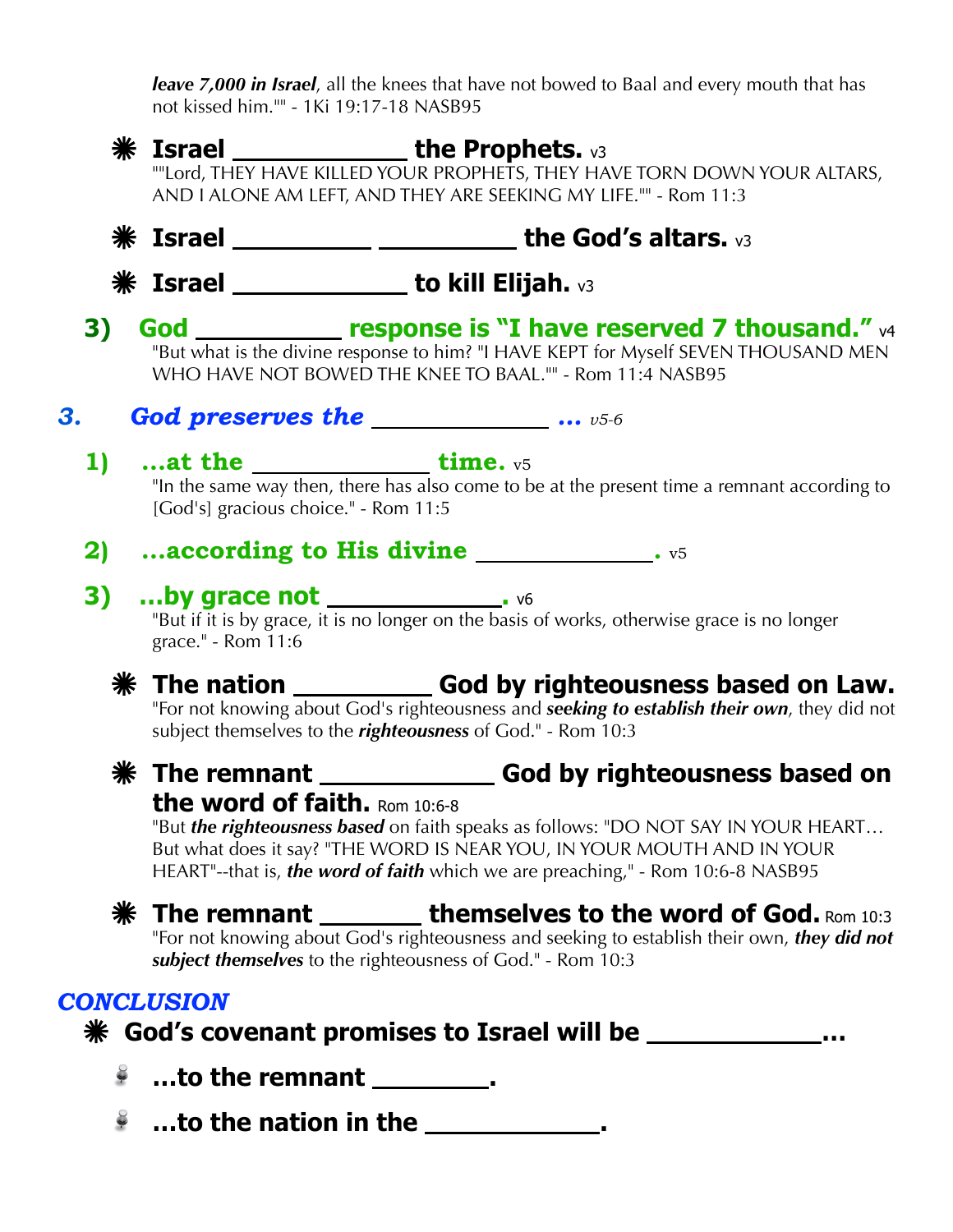*leave 7,000 in Israel*, all the knees that have not bowed to Baal and every mouth that has not kissed him."" - 1Ki 19:17-18 NASB95

- **Israel ____________ the Prophets.** v3
  ""Lord, THEY HAVE KILLED YOUR PROPHETS, THEY HAVE TORN DOWN YOUR ALTARS, AND I ALONE AM LEFT, AND THEY ARE SEEKING MY LIFE."" - Rom 11:3

- **Israel __________ __________ the God's altars.** v3

- **Israel ____________ to kill Elijah.** v3

**3) God __________ response is "I have reserved 7 thousand."** v4
"But what is the divine response to him? "I HAVE KEPT for Myself SEVEN THOUSAND MEN WHO HAVE NOT BOWED THE KNEE TO BAAL."" - Rom 11:4 NASB95

### 3. *God preserves the _____________ ...* *v5-6*

**1) ...at the _____________ time.** v5
"In the same way then, there has also come to be at the present time a remnant according to [God's] gracious choice." - Rom 11:5

**2) ...according to His divine _____________.** v5

**3) ...by grace not ____________.** v6
"But if it is by grace, it is no longer on the basis of works, otherwise grace is no longer grace." - Rom 11:6

- **The nation __________ God by righteousness based on Law.**
  "For not knowing about God's righteousness and ***seeking to establish their own***, they did not subject themselves to the ***righteousness*** of God." - Rom 10:3

- **The remnant ____________ God by righteousness based on the word of faith.** Rom 10:6-8
  "But ***the righteousness based*** on faith speaks as follows: "DO NOT SAY IN YOUR HEART… But what does it say? "THE WORD IS NEAR YOU, IN YOUR MOUTH AND IN YOUR HEART"--that is, ***the word of faith*** which we are preaching," - Rom 10:6-8 NASB95

- **The remnant _______ themselves to the word of God.** Rom 10:3
  "For not knowing about God's righteousness and seeking to establish their own, ***they did not subject themselves*** to the righteousness of God." - Rom 10:3

## *CONCLUSION*

- **God's covenant promises to Israel will be ____________...**
  - **...to the remnant ________.**
  - **...to the nation in the ____________.**